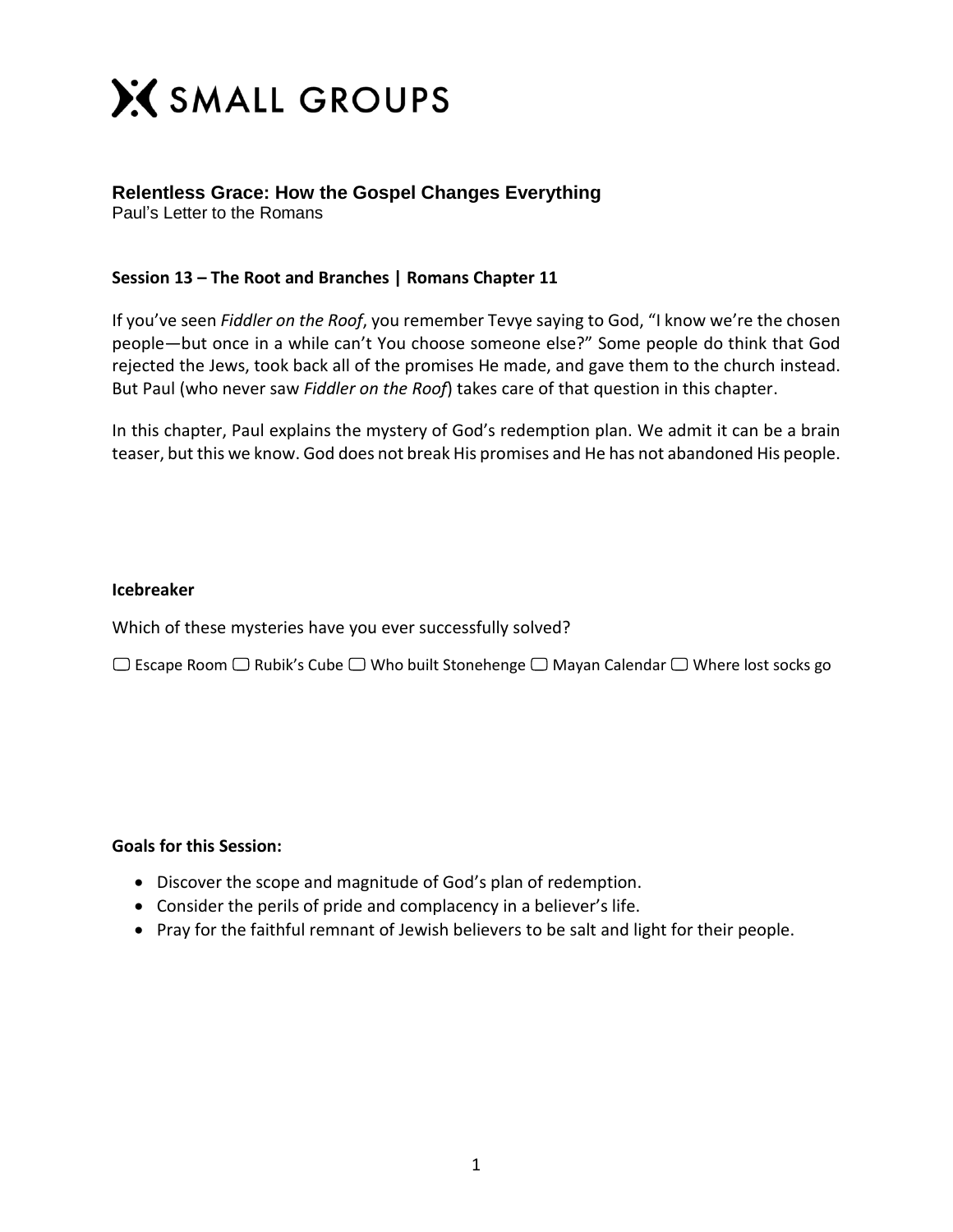# SMALL GROUPS

## Relentless Grace: How the Gospel Changes Everything

Paul's Letter to the Romans

### Session 13 – The Root and Branches | Romans Chapter 11

If you've seen *Fiddler on the Roof*, you remember Tevye saying to God, "I know we're the chosen people—but once in a while can't You choose someone else?" Some people do think that God rejected the Jews, took back all of the promises He made, and gave them to the church instead. But Paul (who never saw *Fiddler on the Roof*) takes care of that question in this chapter.

In this chapter, Paul explains the mystery of God's redemption plan. We admit it can be a brain teaser, but this we know. God does not break His promises and He has not abandoned His people.

**Icebreaker**

Which of these mysteries have you ever successfully solved?

▢ Escape Room ▢ Rubik's Cube ▢ Who built Stonehenge ▢ Mayan Calendar ▢ Where lost socks go

**Goals for this Session:**

- Discover the scope and magnitude of God's plan of redemption.
- Consider the perils of pride and complacency in a believer's life.
- Pray for the faithful remnant of Jewish believers to be salt and light for their people.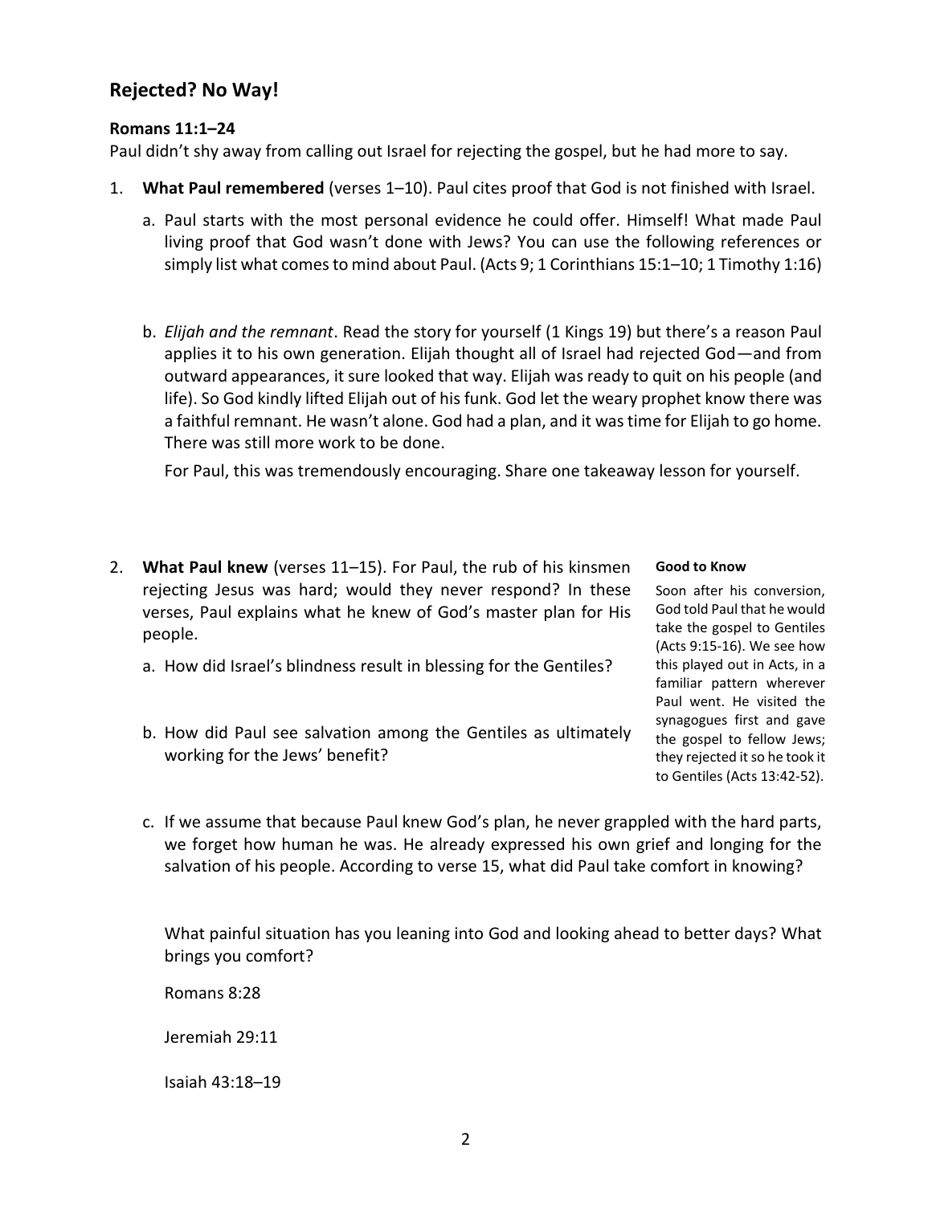## Rejected? No Way!

**Romans 11:1–24**

Paul didn't shy away from calling out Israel for rejecting the gospel, but he had more to say.

1. **What Paul remembered** (verses 1–10). Paul cites proof that God is not finished with Israel.

   a. Paul starts with the most personal evidence he could offer. Himself! What made Paul living proof that God wasn't done with Jews? You can use the following references or simply list what comes to mind about Paul. (Acts 9; 1 Corinthians 15:1–10; 1 Timothy 1:16)

   b. *Elijah and the remnant*. Read the story for yourself (1 Kings 19) but there's a reason Paul applies it to his own generation. Elijah thought all of Israel had rejected God—and from outward appearances, it sure looked that way. Elijah was ready to quit on his people (and life). So God kindly lifted Elijah out of his funk. God let the weary prophet know there was a faithful remnant. He wasn't alone. God had a plan, and it was time for Elijah to go home. There was still more work to be done.

      For Paul, this was tremendously encouraging. Share one takeaway lesson for yourself.

2. **What Paul knew** (verses 11–15). For Paul, the rub of his kinsmen rejecting Jesus was hard; would they never respond? In these verses, Paul explains what he knew of God's master plan for His people.

   a. How did Israel's blindness result in blessing for the Gentiles?

   b. How did Paul see salvation among the Gentiles as ultimately working for the Jews' benefit?

   c. If we assume that because Paul knew God's plan, he never grappled with the hard parts, we forget how human he was. He already expressed his own grief and longing for the salvation of his people. According to verse 15, what did Paul take comfort in knowing?

      What painful situation has you leaning into God and looking ahead to better days? What brings you comfort?

      Romans 8:28

      Jeremiah 29:11

      Isaiah 43:18–19

**Good to Know**

Soon after his conversion, God told Paul that he would take the gospel to Gentiles (Acts 9:15-16). We see how this played out in Acts, in a familiar pattern wherever Paul went. He visited the synagogues first and gave the gospel to fellow Jews; they rejected it so he took it to Gentiles (Acts 13:42-52).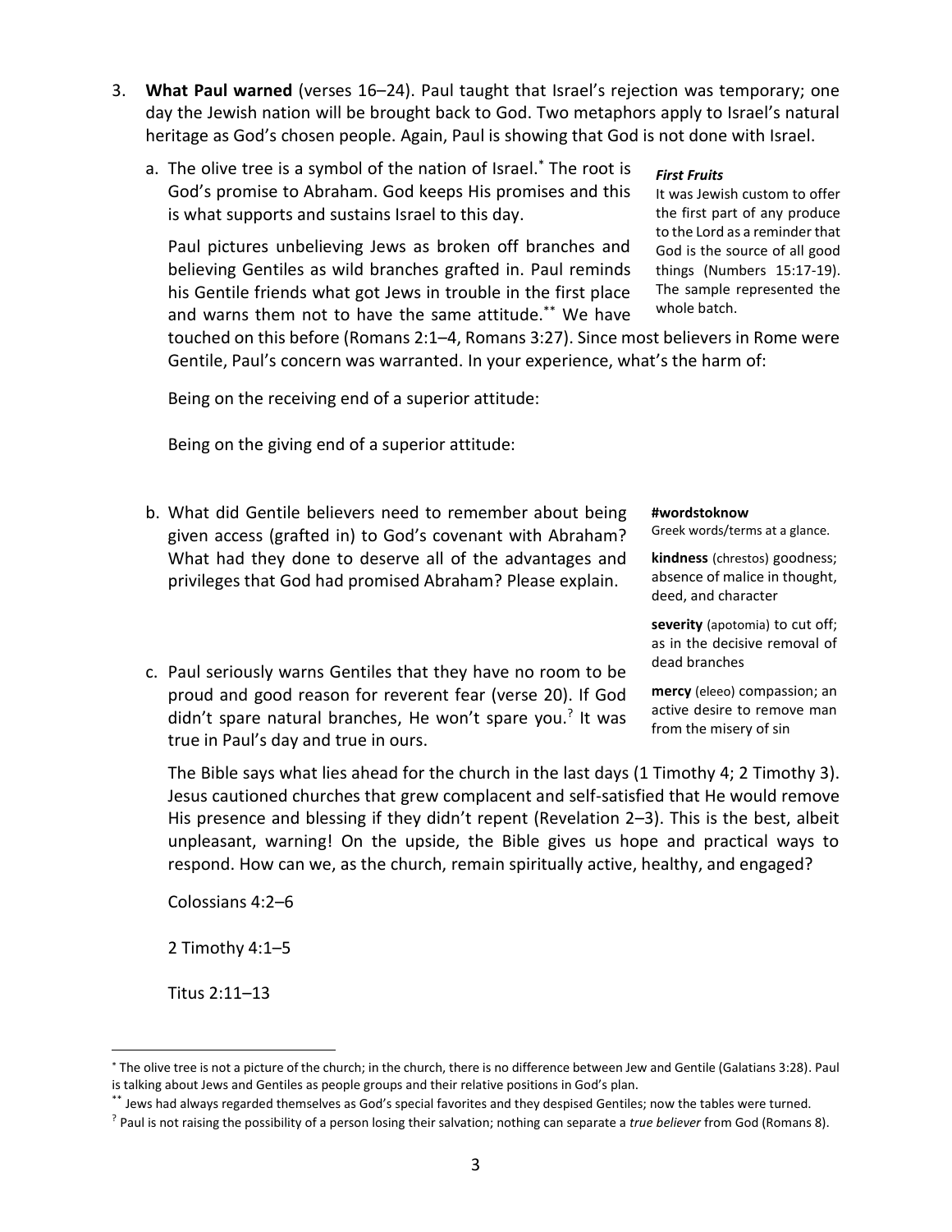3. **What Paul warned** (verses 16–24). Paul taught that Israel's rejection was temporary; one day the Jewish nation will be brought back to God. Two metaphors apply to Israel's natural heritage as God's chosen people. Again, Paul is showing that God is not done with Israel.

   a. The olive tree is a symbol of the nation of Israel.* The root is God's promise to Abraham. God keeps His promises and this is what supports and sustains Israel to this day.

      Paul pictures unbelieving Jews as broken off branches and believing Gentiles as wild branches grafted in. Paul reminds his Gentile friends what got Jews in trouble in the first place and warns them not to have the same attitude.** We have touched on this before (Romans 2:1–4, Romans 3:27). Since most believers in Rome were Gentile, Paul's concern was warranted. In your experience, what's the harm of:

      Being on the receiving end of a superior attitude:

      Being on the giving end of a superior attitude:

   b. What did Gentile believers need to remember about being given access (grafted in) to God's covenant with Abraham? What had they done to deserve all of the advantages and privileges that God had promised Abraham? Please explain.

   c. Paul seriously warns Gentiles that they have no room to be proud and good reason for reverent fear (verse 20). If God didn't spare natural branches, He won't spare you.? It was true in Paul's day and true in ours.

      The Bible says what lies ahead for the church in the last days (1 Timothy 4; 2 Timothy 3). Jesus cautioned churches that grew complacent and self-satisfied that He would remove His presence and blessing if they didn't repent (Revelation 2–3). This is the best, albeit unpleasant, warning! On the upside, the Bible gives us hope and practical ways to respond. How can we, as the church, remain spiritually active, healthy, and engaged?

      Colossians 4:2–6

      2 Timothy 4:1–5

      Titus 2:11–13

***First Fruits***
It was Jewish custom to offer the first part of any produce to the Lord as a reminder that God is the source of all good things (Numbers 15:17-19). The sample represented the whole batch.

**#wordstoknow**
Greek words/terms at a glance.

**kindness** (chrestos) goodness; absence of malice in thought, deed, and character

**severity** (apotomia) to cut off; as in the decisive removal of dead branches

**mercy** (eleeo) compassion; an active desire to remove man from the misery of sin

---

* The olive tree is not a picture of the church; in the church, there is no difference between Jew and Gentile (Galatians 3:28). Paul is talking about Jews and Gentiles as people groups and their relative positions in God's plan.

** Jews had always regarded themselves as God's special favorites and they despised Gentiles; now the tables were turned.

? Paul is not raising the possibility of a person losing their salvation; nothing can separate a *true believer* from God (Romans 8).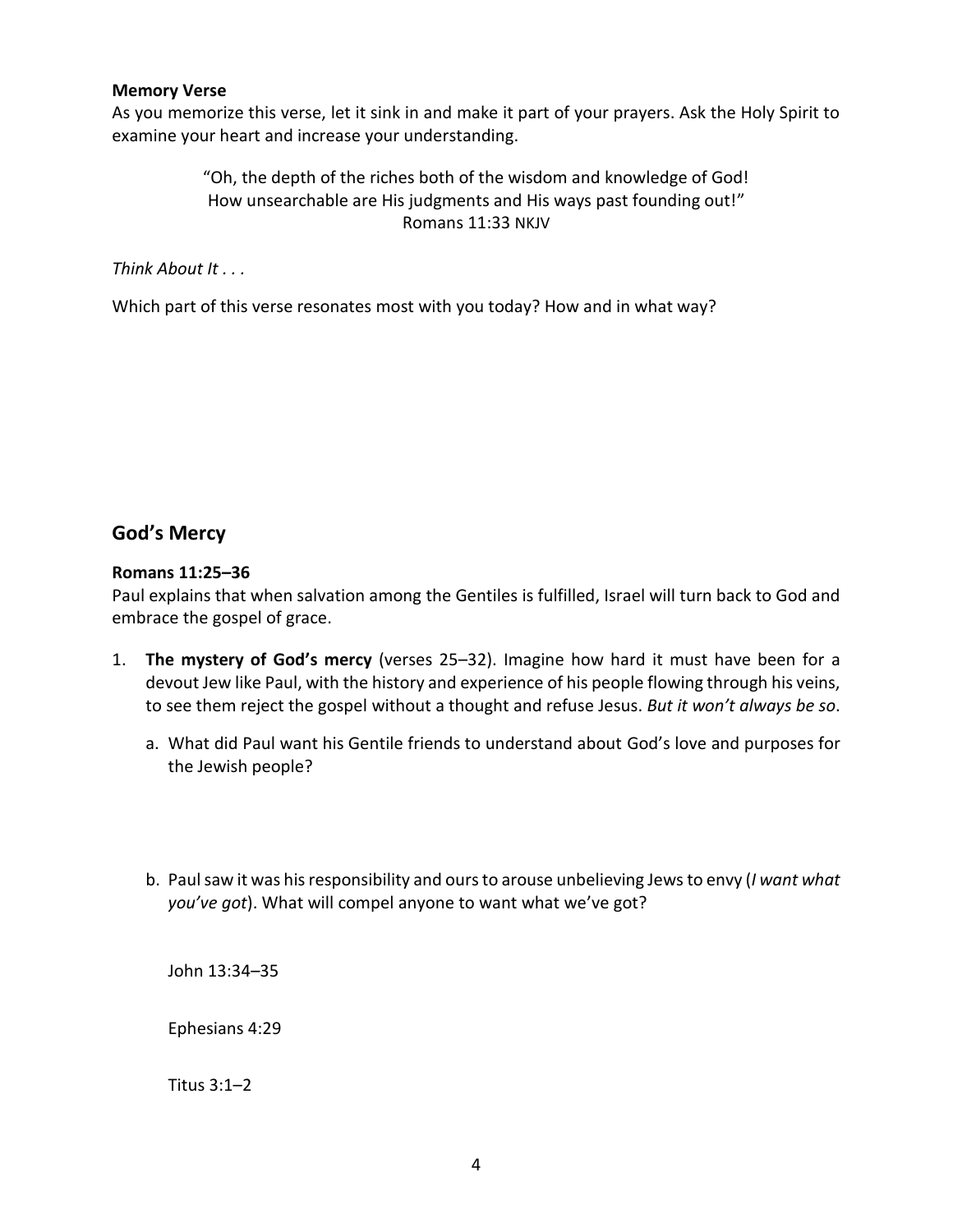**Memory Verse**

As you memorize this verse, let it sink in and make it part of your prayers. Ask the Holy Spirit to examine your heart and increase your understanding.

> "Oh, the depth of the riches both of the wisdom and knowledge of God!
> How unsearchable are His judgments and His ways past founding out!"
> Romans 11:33 NKJV

*Think About It . . .*

Which part of this verse resonates most with you today? How and in what way?

## God's Mercy

**Romans 11:25–36**

Paul explains that when salvation among the Gentiles is fulfilled, Israel will turn back to God and embrace the gospel of grace.

1. **The mystery of God's mercy** (verses 25–32). Imagine how hard it must have been for a devout Jew like Paul, with the history and experience of his people flowing through his veins, to see them reject the gospel without a thought and refuse Jesus. *But it won't always be so*.

   a. What did Paul want his Gentile friends to understand about God's love and purposes for the Jewish people?

   b. Paul saw it was his responsibility and ours to arouse unbelieving Jews to envy (*I want what you've got*). What will compel anyone to want what we've got?

      John 13:34–35

      Ephesians 4:29

      Titus 3:1–2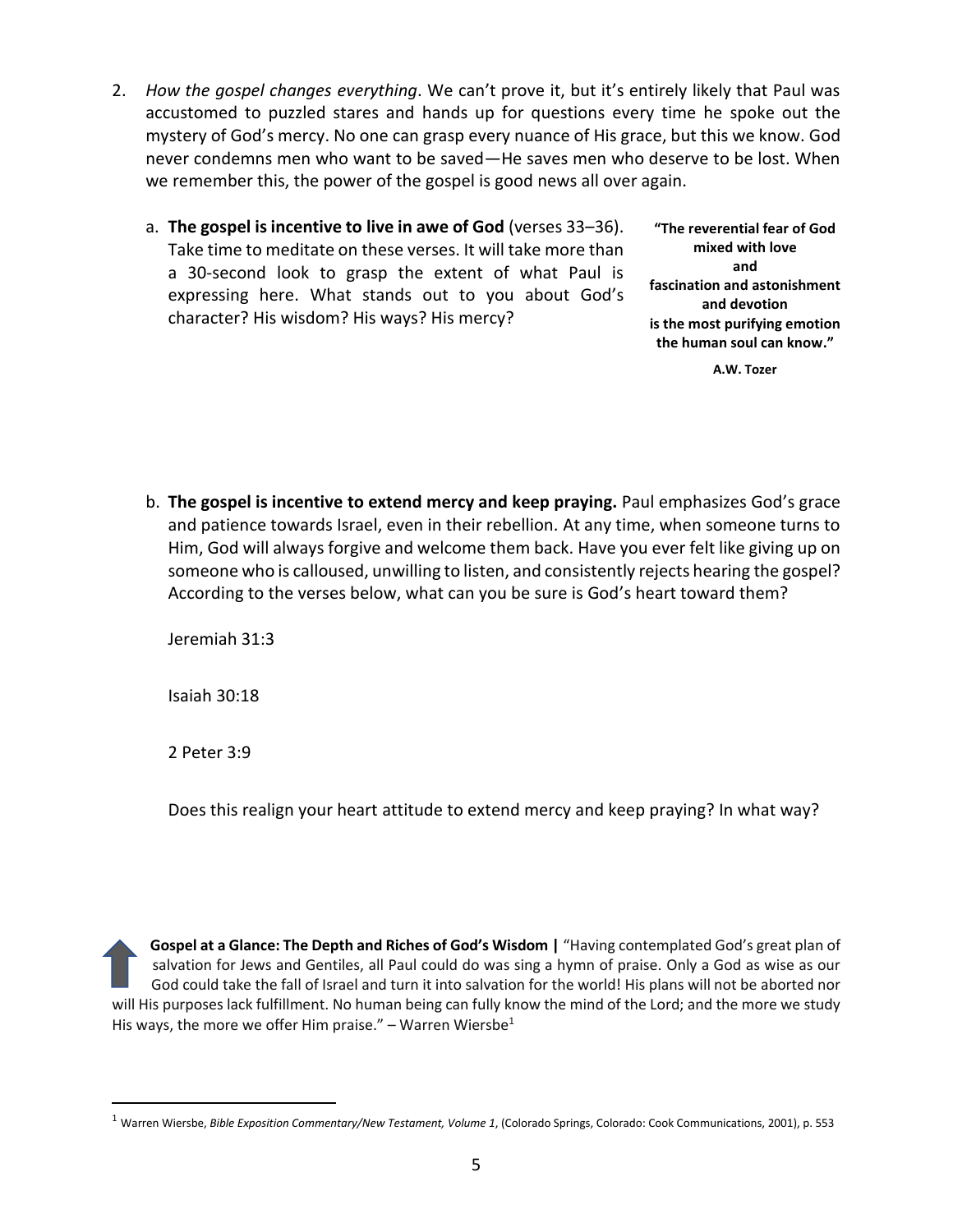2. *How the gospel changes everything*. We can't prove it, but it's entirely likely that Paul was accustomed to puzzled stares and hands up for questions every time he spoke out the mystery of God's mercy. No one can grasp every nuance of His grace, but this we know. God never condemns men who want to be saved—He saves men who deserve to be lost. When we remember this, the power of the gospel is good news all over again.

   a. **The gospel is incentive to live in awe of God** (verses 33–36). Take time to meditate on these verses. It will take more than a 30-second look to grasp the extent of what Paul is expressing here. What stands out to you about God's character? His wisdom? His ways? His mercy?

   > **"The reverential fear of God mixed with love and fascination and astonishment and devotion is the most purifying emotion the human soul can know."**
   >
   > **A.W. Tozer**

   b. **The gospel is incentive to extend mercy and keep praying.** Paul emphasizes God's grace and patience towards Israel, even in their rebellion. At any time, when someone turns to Him, God will always forgive and welcome them back. Have you ever felt like giving up on someone who is calloused, unwilling to listen, and consistently rejects hearing the gospel? According to the verses below, what can you be sure is God's heart toward them?

      Jeremiah 31:3

      Isaiah 30:18

      2 Peter 3:9

      Does this realign your heart attitude to extend mercy and keep praying? In what way?

**Gospel at a Glance: The Depth and Riches of God's Wisdom |** "Having contemplated God's great plan of salvation for Jews and Gentiles, all Paul could do was sing a hymn of praise. Only a God as wise as our God could take the fall of Israel and turn it into salvation for the world! His plans will not be aborted nor will His purposes lack fulfillment. No human being can fully know the mind of the Lord; and the more we study His ways, the more we offer Him praise." – Warren Wiersbe[1]

---

[1] Warren Wiersbe, *Bible Exposition Commentary/New Testament, Volume 1*, (Colorado Springs, Colorado: Cook Communications, 2001), p. 553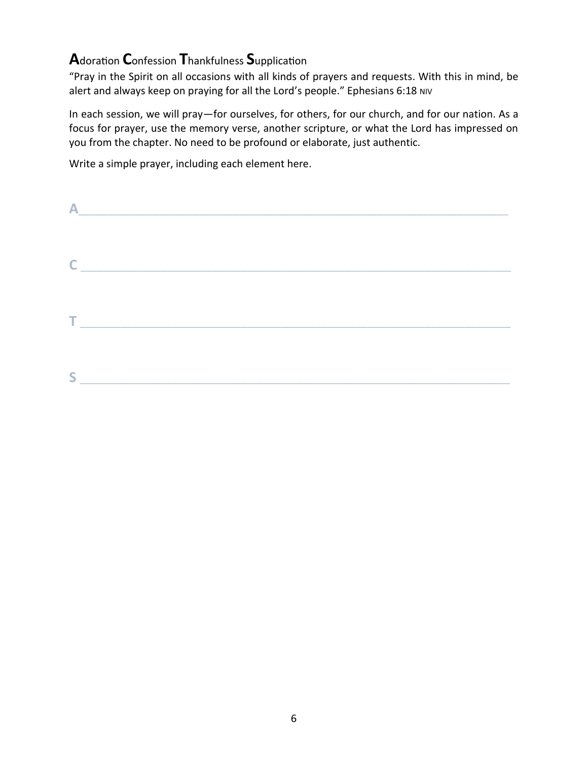## **A**doration **C**onfession **T**hankfulness **S**upplication

"Pray in the Spirit on all occasions with all kinds of prayers and requests. With this in mind, be alert and always keep on praying for all the Lord's people." Ephesians 6:18 NIV

In each session, we will pray—for ourselves, for others, for our church, and for our nation. As a focus for prayer, use the memory verse, another scripture, or what the Lord has impressed on you from the chapter. No need to be profound or elaborate, just authentic.

Write a simple prayer, including each element here.

A_______________________________________________________________

C _______________________________________________________________

T _______________________________________________________________

S _______________________________________________________________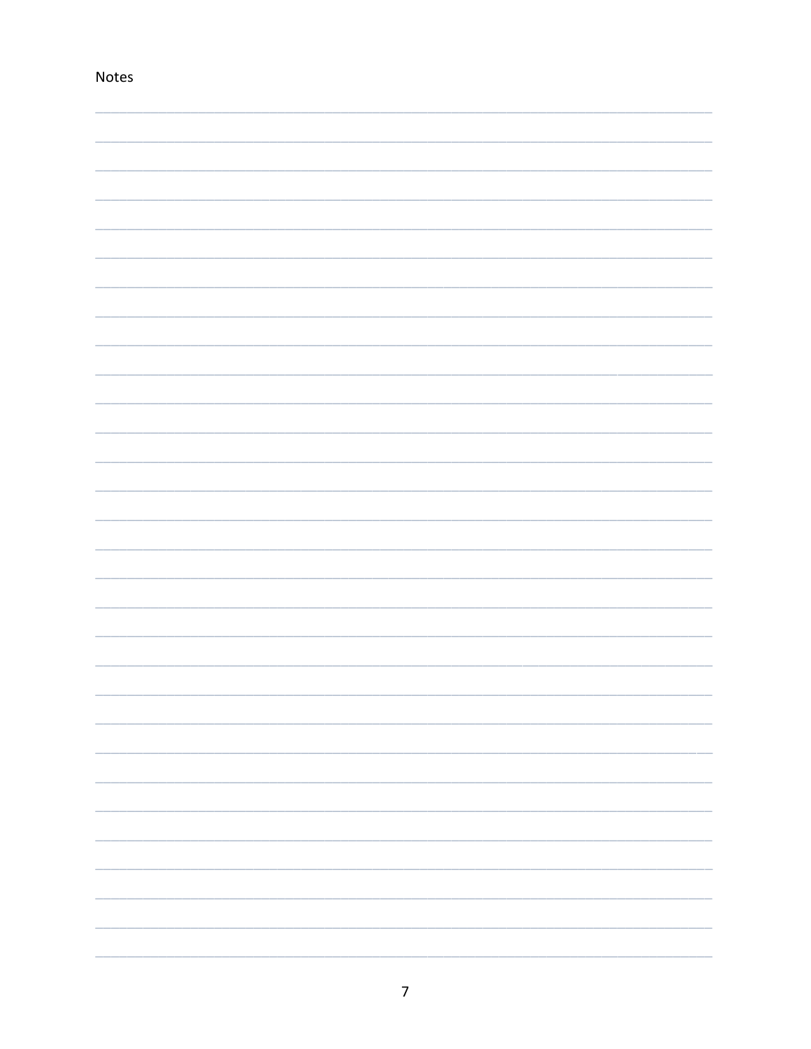Notes